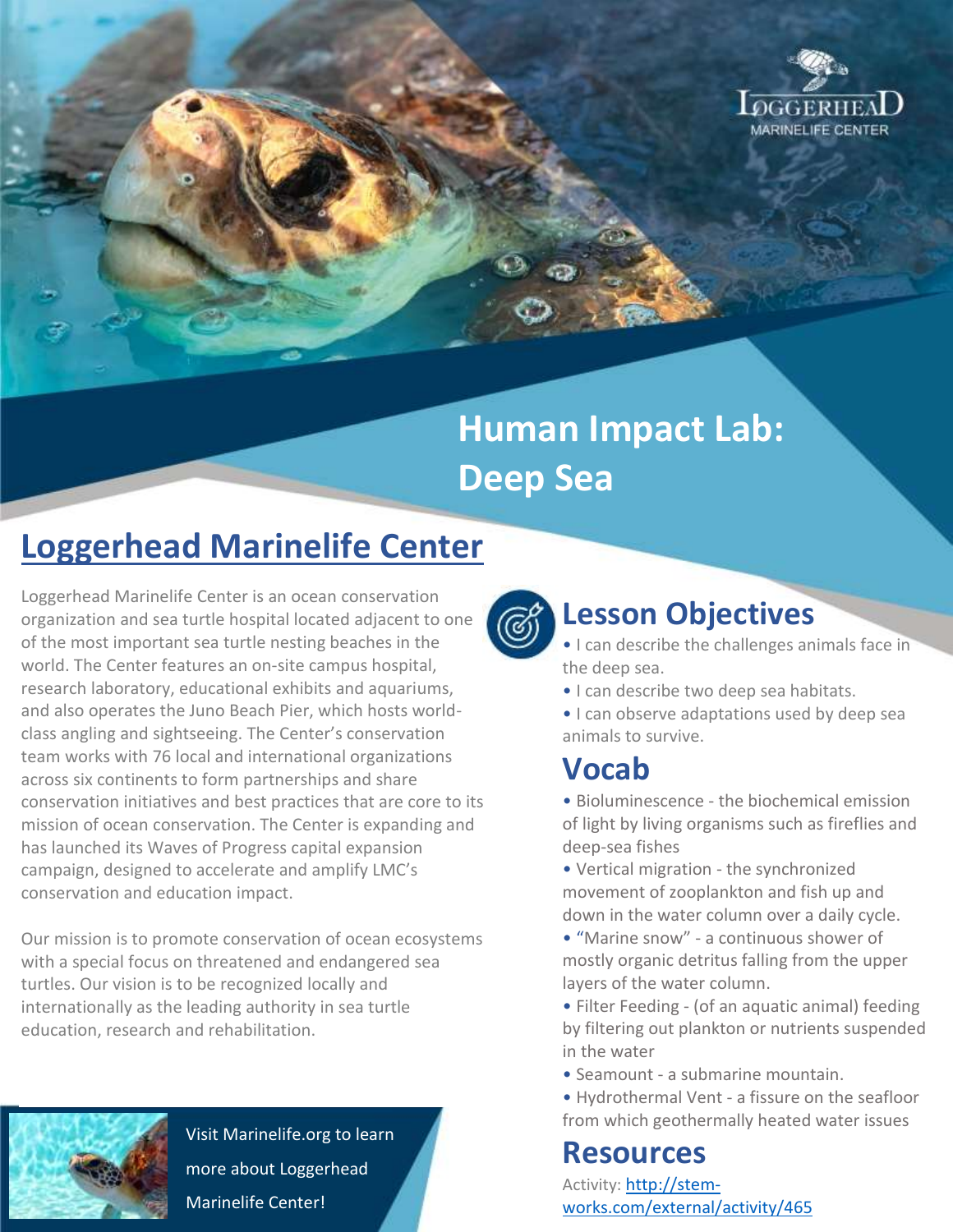LOGGERHEAD MARINELIFE CENTER

# Human Impact Lab: Deep Sea

## Loggerhead Marinelife Center

Loggerhead Marinelife Center is an ocean conservation organization and sea turtle hospital located adjacent to one of the most important sea turtle nesting beaches in the world. The Center features an on-site campus hospital, research laboratory, educational exhibits and aquariums, and also operates the Juno Beach Pier, which hosts world-class angling and sightseeing. The Center's conservation team works with 76 local and international organizations across six continents to form partnerships and share conservation initiatives and best practices that are core to its mission of ocean conservation. The Center is expanding and has launched its Waves of Progress capital expansion campaign, designed to accelerate and amplify LMC's conservation and education impact.

Our mission is to promote conservation of ocean ecosystems with a special focus on threatened and endangered sea turtles. Our vision is to be recognized locally and internationally as the leading authority in sea turtle education, research and rehabilitation.

Visit Marinelife.org to learn more about Loggerhead Marinelife Center!

## Lesson Objectives

- I can describe the challenges animals face in the deep sea.
- I can describe two deep sea habitats.
- I can observe adaptations used by deep sea animals to survive.

## Vocab

- Bioluminescence - the biochemical emission of light by living organisms such as fireflies and deep-sea fishes
- Vertical migration - the synchronized movement of zooplankton and fish up and down in the water column over a daily cycle.
- "Marine snow" - a continuous shower of mostly organic detritus falling from the upper layers of the water column.
- Filter Feeding - (of an aquatic animal) feeding by filtering out plankton or nutrients suspended in the water
- Seamount - a submarine mountain.
- Hydrothermal Vent - a fissure on the seafloor from which geothermally heated water issues

## Resources

Activity: http://stem-works.com/external/activity/465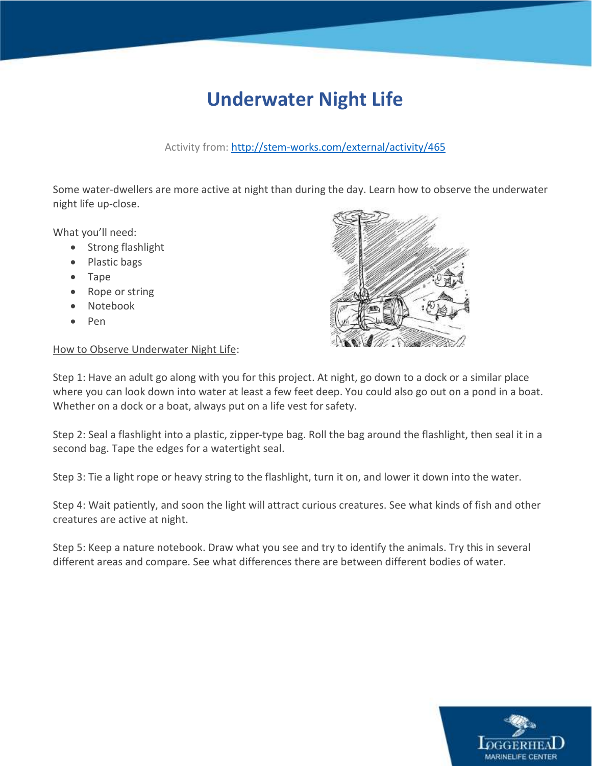# Underwater Night Life

Activity from: [http://stem-works.com/external/activity/465](http://stem-works.com/external/activity/465)

Some water-dwellers are more active at night than during the day. Learn how to observe the underwater night life up-close.

What you'll need:

- Strong flashlight
- Plastic bags
- Tape
- Rope or string
- Notebook
- Pen

How to Observe Underwater Night Life:

Step 1: Have an adult go along with you for this project. At night, go down to a dock or a similar place where you can look down into water at least a few feet deep. You could also go out on a pond in a boat. Whether on a dock or a boat, always put on a life vest for safety.

Step 2: Seal a flashlight into a plastic, zipper-type bag. Roll the bag around the flashlight, then seal it in a second bag. Tape the edges for a watertight seal.

Step 3: Tie a light rope or heavy string to the flashlight, turn it on, and lower it down into the water.

Step 4: Wait patiently, and soon the light will attract curious creatures. See what kinds of fish and other creatures are active at night.

Step 5: Keep a nature notebook. Draw what you see and try to identify the animals. Try this in several different areas and compare. See what differences there are between different bodies of water.